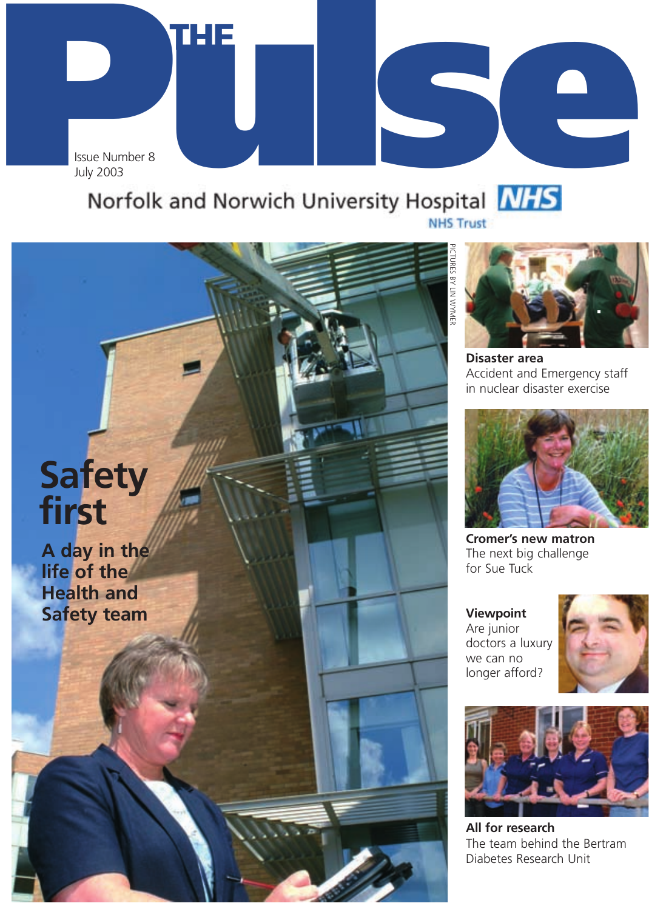# THE Pulse

Issue Number 8
July 2003

Norfolk and Norwich University Hospital NHS Trust

PICTURES BY LIN WYMER

## Safety first

**A day in the life of the Health and Safety team**

**Disaster area**
Accident and Emergency staff in nuclear disaster exercise

**Cromer's new matron**
The next big challenge for Sue Tuck

**Viewpoint**
Are junior doctors a luxury we can no longer afford?

**All for research**
The team behind the Bertram Diabetes Research Unit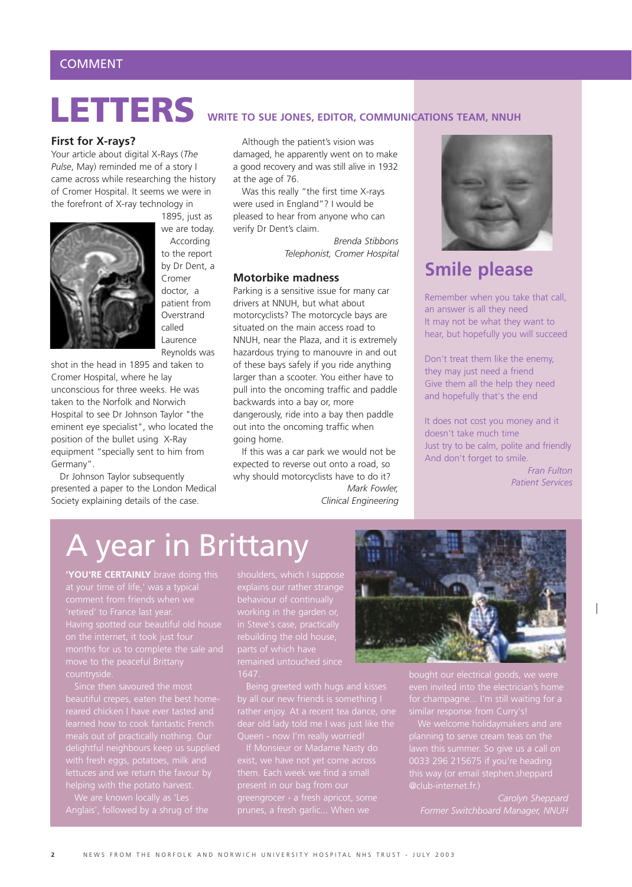COMMENT

# LETTERS

**WRITE TO SUE JONES, EDITOR, COMMUNICATIONS TEAM, NNUH**

## First for X-rays?

Your article about digital X-Rays (*The Pulse*, May) reminded me of a story I came across while researching the history of Cromer Hospital. It seems we were in the forefront of X-ray technology in 1895, just as we are today.

According to the report by Dr Dent, a Cromer doctor, a patient from Overstrand called Laurence Reynolds was shot in the head in 1895 and taken to Cromer Hospital, where he lay unconscious for three weeks. He was taken to the Norfolk and Norwich Hospital to see Dr Johnson Taylor "the eminent eye specialist", who located the position of the bullet using X-Ray equipment "specially sent to him from Germany".

Dr Johnson Taylor subsequently presented a paper to the London Medical Society explaining details of the case.

Although the patient's vision was damaged, he apparently went on to make a good recovery and was still alive in 1932 at the age of 76.

Was this really "the first time X-rays were used in England"? I would be pleased to hear from anyone who can verify Dr Dent's claim.

*Brenda Stibbons*
*Telephonist, Cromer Hospital*

## Motorbike madness

Parking is a sensitive issue for many car drivers at NNUH, but what about motorcyclists? The motorcycle bays are situated on the main access road to NNUH, near the Plaza, and it is extremely hazardous trying to manouvre in and out of these bays safely if you ride anything larger than a scooter. You either have to pull into the oncoming traffic and paddle backwards into a bay or, more dangerously, ride into a bay then paddle out into the oncoming traffic when going home.

If this was a car park we would not be expected to reverse out onto a road, so why should motorcyclists have to do it?

*Mark Fowler,*
*Clinical Engineering*

## Smile please

Remember when you take that call,
an answer is all they need
It may not be what they want to
hear, but hopefully you will succeed

Don't treat them like the enemy,
they may just need a friend
Give them all the help they need
and hopefully that's the end

It does not cost you money and it
doesn't take much time
Just try to be calm, polite and friendly
And don't forget to smile.

*Fran Fulton*
*Patient Services*

# A year in Brittany

**'YOU'RE CERTAINLY** brave doing this at your time of life,' was a typical comment from friends when we 'retired' to France last year. Having spotted our beautiful old house on the internet, it took just four months for us to complete the sale and move to the peaceful Brittany countryside.

Since then savoured the most beautiful crepes, eaten the best home-reared chicken I have ever tasted and learned how to cook fantastic French meals out of practically nothing. Our delightful neighbours keep us supplied with fresh eggs, potatoes, milk and lettuces and we return the favour by helping with the potato harvest.

We are known locally as 'Les Anglais', followed by a shrug of the shoulders, which I suppose explains our rather strange behaviour of continually working in the garden or, in Steve's case, practically rebuilding the old house, parts of which have remained untouched since 1647.

Being greeted with hugs and kisses by all our new friends is something I rather enjoy. At a recent tea dance, one dear old lady told me I was just like the Queen - now I'm really worried!

If Monsieur or Madame Nasty do exist, we have not yet come across them. Each week we find a small present in our bag from our greengrocer - a fresh apricot, some prunes, a fresh garlic... When we bought our electrical goods, we were even invited into the electrician's home for champagne... I'm still waiting for a similar response from Curry's!

We welcome holidaymakers and are planning to serve cream teas on the lawn this summer. So give us a call on 0033 296 215675 if you're heading this way (or email stephen.sheppard @club-internet.fr.)

*Carolyn Sheppard*
*Former Switchboard Manager, NNUH*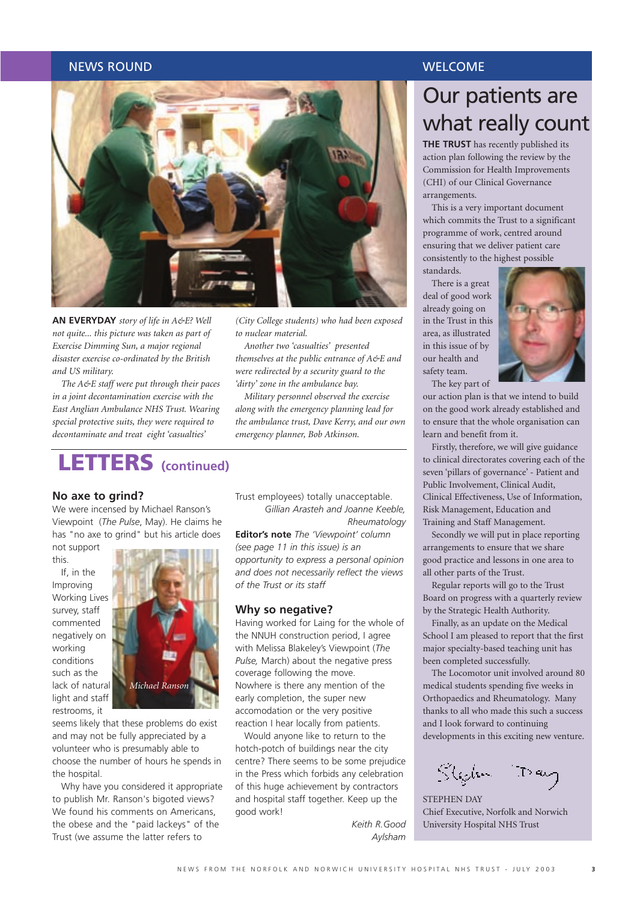## NEWS ROUND

**AN EVERYDAY** *story of life in A&E? Well not quite... this picture was taken as part of Exercise Dimming Sun, a major regional disaster exercise co-ordinated by the British and US military.*

*The A&E staff were put through their paces in a joint decontamination exercise with the East Anglian Ambulance NHS Trust. Wearing special protective suits, they were required to decontaminate and treat eight 'casualties' (City College students) who had been exposed to nuclear material.*

*Another two 'casualties' presented themselves at the public entrance of A&E and were redirected by a security guard to the 'dirty' zone in the ambulance bay.*

*Military personnel observed the exercise along with the emergency planning lead for the ambulance trust, Dave Kerry, and our own emergency planner, Bob Atkinson.*

# LETTERS (continued)

### No axe to grind?

We were incensed by Michael Ranson's Viewpoint (*The Pulse*, May). He claims he has "no axe to grind" but his article does not support this.

If, in the Improving Working Lives survey, staff commented negatively on working conditions such as the lack of natural light and staff restrooms, it seems likely that these problems do exist and may not be fully appreciated by a volunteer who is presumably able to choose the number of hours he spends in the hospital.

*Michael Ranson*

Why have you considered it appropriate to publish Mr. Ranson's bigoted views? We found his comments on Americans, the obese and the "paid lackeys" of the Trust (we assume the latter refers to Trust employees) totally unacceptable.

*Gillian Arasteh and Joanne Keeble, Rheumatology*

**Editor's note** *The 'Viewpoint' column (see page 11 in this issue) is an opportunity to express a personal opinion and does not necessarily reflect the views of the Trust or its staff*

### Why so negative?

Having worked for Laing for the whole of the NNUH construction period, I agree with Melissa Blakeley's Viewpoint (*The Pulse*, March) about the negative press coverage following the move. Nowhere is there any mention of the early completion, the super new accomodation or the very positive reaction I hear locally from patients.

Would anyone like to return to the hotch-potch of buildings near the city centre? There seems to be some prejudice in the Press which forbids any celebration of this huge achievement by contractors and hospital staff together. Keep up the good work!

*Keith R.Good*
*Aylsham*

## WELCOME

# Our patients are what really count

**THE TRUST** has recently published its action plan following the review by the Commission for Health Improvements (CHI) of our Clinical Governance arrangements.

This is a very important document which commits the Trust to a significant programme of work, centred around ensuring that we deliver patient care consistently to the highest possible standards.

There is a great deal of good work already going on in the Trust in this area, as illustrated in this issue of by our health and safety team.

The key part of our action plan is that we intend to build on the good work already established and to ensure that the whole organisation can learn and benefit from it.

Firstly, therefore, we will give guidance to clinical directorates covering each of the seven 'pillars of governance' - Patient and Public Involvement, Clinical Audit, Clinical Effectiveness, Use of Information, Risk Management, Education and Training and Staff Management.

Secondly we will put in place reporting arrangements to ensure that we share good practice and lessons in one area to all other parts of the Trust.

Regular reports will go to the Trust Board on progress with a quarterly review by the Strategic Health Authority.

Finally, as an update on the Medical School I am pleased to report that the first major specialty-based teaching unit has been completed successfully.

The Locomotor unit involved around 80 medical students spending five weeks in Orthopaedics and Rheumatology. Many thanks to all who made this such a success and I look forward to continuing developments in this exciting new venture.

STEPHEN DAY
Chief Executive, Norfolk and Norwich University Hospital NHS Trust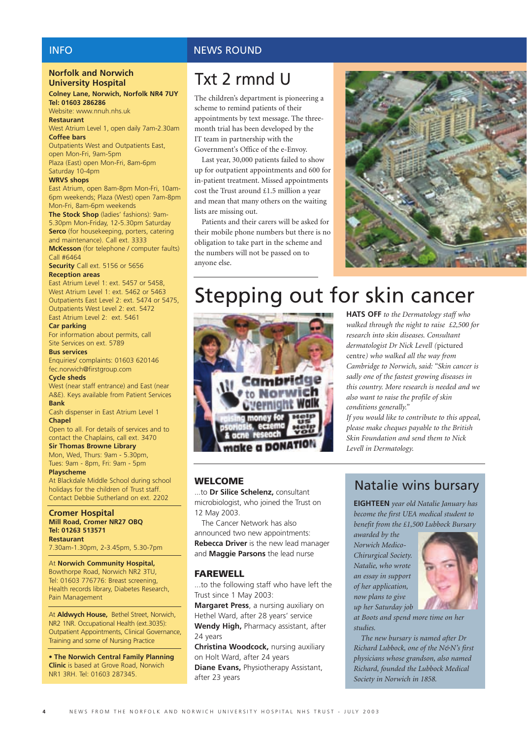## INFO

### Norfolk and Norwich University Hospital

**Colney Lane, Norwich, Norfolk NR4 7UY**
**Tel: 01603 286286**
Website: www.nnuh.nhs.uk

**Restaurant**
West Atrium Level 1, open daily 7am-2.30am

**Coffee bars**
Outpatients West and Outpatients East, open Mon-Fri, 9am-5pm
Plaza (East) open Mon-Fri, 8am-6pm Saturday 10-4pm

**WRVS shops**
East Atrium, open 8am-8pm Mon-Fri, 10am-6pm weekends; Plaza (West) open 7am-8pm Mon-Fri, 8am-6pm weekends

**The Stock Shop** (ladies' fashions): 9am-5.30pm Mon-Friday, 12-5.30pm Saturday

**Serco** (for housekeeping, porters, catering and maintenance). Call ext. 3333

**McKesson** (for telephone / computer faults) Call #6464

**Security** Call ext. 5156 or 5656

**Reception areas**
East Atrium Level 1: ext. 5457 or 5458,
West Atrium Level 1: ext. 5462 or 5463
Outpatients East Level 2: ext. 5474 or 5475,
Outpatients West Level 2: ext. 5472
East Atrium Level 2: ext. 5461

**Car parking**
For information about permits, call Site Services on ext. 5789

**Bus services**
Enquiries/ complaints: 01603 620146
fec.norwich@firstgroup.com

**Cycle sheds**
West (near staff entrance) and East (near A&E). Keys available from Patient Services

**Bank**
Cash dispenser in East Atrium Level 1

**Chapel**
Open to all. For details of services and to contact the Chaplains, call ext. 3470

**Sir Thomas Browne Library**
Mon, Wed, Thurs: 9am - 5.30pm,
Tues: 9am - 8pm, Fri: 9am - 5pm

**Playscheme**
At Blackdale Middle School during school holidays for the children of Trust staff. Contact Debbie Sutherland on ext. 2202

### Cromer Hospital

**Mill Road, Cromer NR27 OBQ**
**Tel: 01263 513571**

**Restaurant**
7.30am-1.30pm, 2-3.45pm, 5.30-7pm

At **Norwich Community Hospital,** Bowthorpe Road, Norwich NR2 3TU, Tel: 01603 776776: Breast screening, Health records library, Diabetes Research, Pain Management

At **Aldwych House,** Bethel Street, Norwich, NR2 1NR. Occupational Health (ext.3035): Outpatient Appointments, Clinical Governance, Training and some of Nursing Practice

• **The Norwich Central Family Planning Clinic** is based at Grove Road, Norwich NR1 3RH. Tel: 01603 287345.

## NEWS ROUND

# Txt 2 rmnd U

The children's department is pioneering a scheme to remind patients of their appointments by text message. The three-month trial has been developed by the IT team in partnership with the Government's Office of the e-Envoy.

Last year, 30,000 patients failed to show up for outpatient appointments and 600 for in-patient treatment. Missed appointments cost the Trust around £1.5 million a year and mean that many others on the waiting lists are missing out.

Patients and their carers will be asked for their mobile phone numbers but there is no obligation to take part in the scheme and the numbers will not be passed on to anyone else.

# Stepping out for skin cancer

**HATS OFF** *to the Dermatology staff who walked through the night to raise £2,500 for research into skin diseases. Consultant dermatologist Dr Nick Levell (*pictured centre*) who walked all the way from Cambridge to Norwich, said: "Skin cancer is sadly one of the fastest growing diseases in this country. More research is needed and we also want to raise the profile of skin conditions generally."*

*If you would like to contribute to this appeal, please make cheques payable to the British Skin Foundation and send them to Nick Levell in Dermatology.*

### WELCOME

...to **Dr Silice Schelenz,** consultant microbiologist, who joined the Trust on 12 May 2003.

The Cancer Network has also announced two new appointments: **Rebecca Driver** is the new lead manager and **Maggie Parsons** the lead nurse

### FAREWELL

...to the following staff who have left the Trust since 1 May 2003:

**Margaret Press**, a nursing auxiliary on Hethel Ward, after 28 years' service

**Wendy High,** Pharmacy assistant, after 24 years

**Christina Woodcock,** nursing auxiliary on Holt Ward, after 24 years

**Diane Evans,** Physiotherapy Assistant, after 23 years

## Natalie wins bursary

**EIGHTEEN** *year old Natalie January has become the first UEA medical student to benefit from the £1,500 Lubbock Bursary awarded by the Norwich Medico-Chirurgical Society. Natalie, who wrote an essay in support of her application, now plans to give up her Saturday job at Boots and spend more time on her studies.*

*The new bursary is named after Dr Richard Lubbock, one of the N&N's first physicians whose grandson, also named Richard, founded the Lubbock Medical Society in Norwich in 1858.*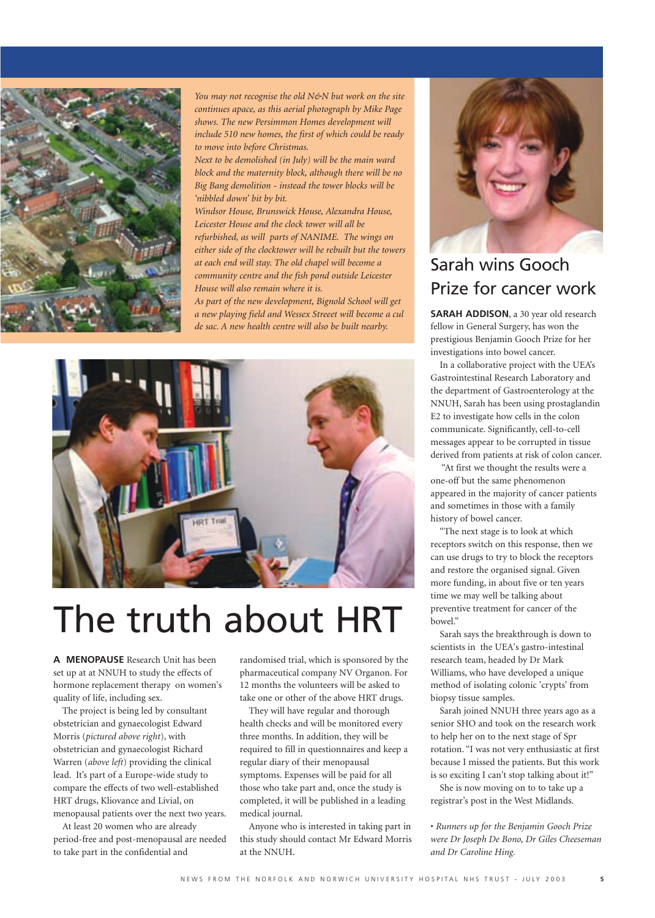*You may not recognise the old N&N but work on the site continues apace, as this aerial photograph by Mike Page shows. The new Persimmon Homes development will include 510 new homes, the first of which could be ready to move into before Christmas.*

*Next to be demolished (in July) will be the main ward block and the maternity block, although there will be no Big Bang demolition - instead the tower blocks will be 'nibbled down' bit by bit.*

*Windsor House, Brunswick House, Alexandra House, Leicester House and the clock tower will all be refurbished, as will parts of NANIME. The wings on either side of the clocktower will be rebuilt but the towers at each end will stay. The old chapel will become a community centre and the fish pond outside Leicester House will also remain where it is.*

*As part of the new development, Bignold School will get a new playing field and Wessex Streeet will become a cul de sac. A new health centre will also be built nearby.*

# The truth about HRT

**A MENOPAUSE** Research Unit has been set up at at NNUH to study the effects of hormone replacement therapy on women's quality of life, including sex.

The project is being led by consultant obstetrician and gynaecologist Edward Morris (*pictured above right*), with obstetrician and gynaecologist Richard Warren (*above left*) providing the clinical lead. It's part of a Europe-wide study to compare the effects of two well-established HRT drugs, Kliovance and Livial, on menopausal patients over the next two years.

At least 20 women who are already period-free and post-menopausal are needed to take part in the confidential and randomised trial, which is sponsored by the pharmaceutical company NV Organon. For 12 months the volunteers will be asked to take one or other of the above HRT drugs.

They will have regular and thorough health checks and will be monitored every three months. In addition, they will be required to fill in questionnaires and keep a regular diary of their menopausal symptoms. Expenses will be paid for all those who take part and, once the study is completed, it will be published in a leading medical journal.

Anyone who is interested in taking part in this study should contact Mr Edward Morris at the NNUH.

# Sarah wins Gooch Prize for cancer work

**SARAH ADDISON**, a 30 year old research fellow in General Surgery, has won the prestigious Benjamin Gooch Prize for her investigations into bowel cancer.

In a collaborative project with the UEA's Gastrointestinal Research Laboratory and the department of Gastroenterology at the NNUH, Sarah has been using prostaglandin E2 to investigate how cells in the colon communicate. Significantly, cell-to-cell messages appear to be corrupted in tissue derived from patients at risk of colon cancer.

"At first we thought the results were a one-off but the same phenomenon appeared in the majority of cancer patients and sometimes in those with a family history of bowel cancer.

"The next stage is to look at which receptors switch on this response, then we can use drugs to try to block the receptors and restore the organised signal. Given more funding, in about five or ten years time we may well be talking about preventive treatment for cancer of the bowel."

Sarah says the breakthrough is down to scientists in the UEA's gastro-intestinal research team, headed by Dr Mark Williams, who have developed a unique method of isolating colonic 'crypts' from biopsy tissue samples.

Sarah joined NNUH three years ago as a senior SHO and took on the research work to help her on to the next stage of Spr rotation. "I was not very enthusiastic at first because I missed the patients. But this work is so exciting I can't stop talking about it!"

She is now moving on to to take up a registrar's post in the West Midlands.

• *Runners up for the Benjamin Gooch Prize were Dr Joseph De Bono, Dr Giles Cheeseman and Dr Caroline Hing.*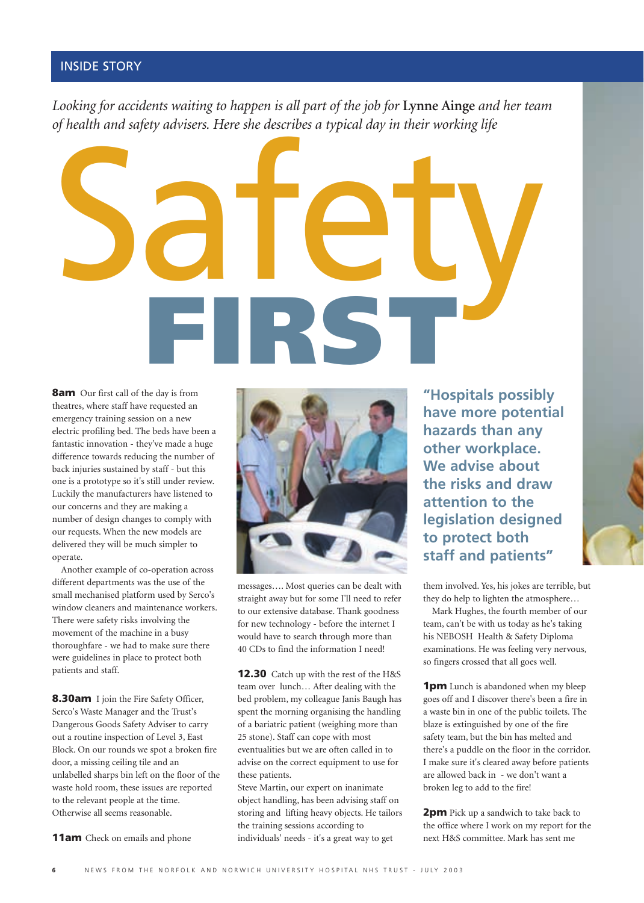INSIDE STORY

*Looking for accidents waiting to happen is all part of the job for* **Lynne Ainge** *and her team of health and safety advisers. Here she describes a typical day in their working life*

# Safety FIRST

**8am** Our first call of the day is from theatres, where staff have requested an emergency training session on a new electric profiling bed. The beds have been a fantastic innovation - they've made a huge difference towards reducing the number of back injuries sustained by staff - but this one is a prototype so it's still under review. Luckily the manufacturers have listened to our concerns and they are making a number of design changes to comply with our requests. When the new models are delivered they will be much simpler to operate.

Another example of co-operation across different departments was the use of the small mechanised platform used by Serco's window cleaners and maintenance workers. There were safety risks involving the movement of the machine in a busy thoroughfare - we had to make sure there were guidelines in place to protect both patients and staff.

**8.30am** I join the Fire Safety Officer, Serco's Waste Manager and the Trust's Dangerous Goods Safety Adviser to carry out a routine inspection of Level 3, East Block. On our rounds we spot a broken fire door, a missing ceiling tile and an unlabelled sharps bin left on the floor of the waste hold room, these issues are reported to the relevant people at the time. Otherwise all seems reasonable.

**11am** Check on emails and phone messages…. Most queries can be dealt with straight away but for some I'll need to refer to our extensive database. Thank goodness for new technology - before the internet I would have to search through more than 40 CDs to find the information I need!

**12.30** Catch up with the rest of the H&S team over lunch… After dealing with the bed problem, my colleague Janis Baugh has spent the morning organising the handling of a bariatric patient (weighing more than 25 stone). Staff can cope with most eventualities but we are often called in to advise on the correct equipment to use for these patients.

Steve Martin, our expert on inanimate object handling, has been advising staff on storing and lifting heavy objects. He tailors the training sessions according to individuals' needs - it's a great way to get them involved. Yes, his jokes are terrible, but they do help to lighten the atmosphere…

Mark Hughes, the fourth member of our team, can't be with us today as he's taking his NEBOSH Health & Safety Diploma examinations. He was feeling very nervous, so fingers crossed that all goes well.

> **"Hospitals possibly have more potential hazards than any other workplace. We advise about the risks and draw attention to the legislation designed to protect both staff and patients"**

**1pm** Lunch is abandoned when my bleep goes off and I discover there's been a fire in a waste bin in one of the public toilets. The blaze is extinguished by one of the fire safety team, but the bin has melted and there's a puddle on the floor in the corridor. I make sure it's cleared away before patients are allowed back in - we don't want a broken leg to add to the fire!

**2pm** Pick up a sandwich to take back to the office where I work on my report for the next H&S committee. Mark has sent me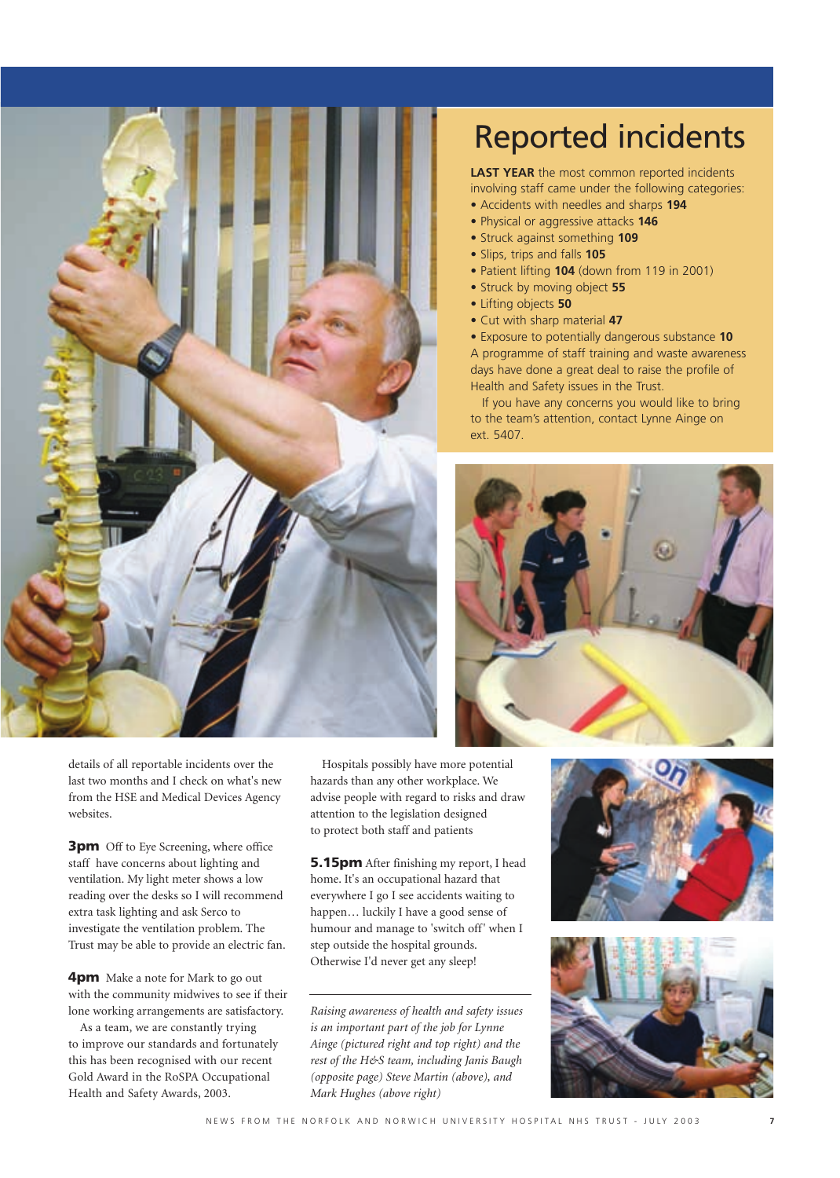## Reported incidents

**LAST YEAR** the most common reported incidents involving staff came under the following categories:

- Accidents with needles and sharps **194**
- Physical or aggressive attacks **146**
- Struck against something **109**
- Slips, trips and falls **105**
- Patient lifting **104** (down from 119 in 2001)
- Struck by moving object **55**
- Lifting objects **50**
- Cut with sharp material **47**
- Exposure to potentially dangerous substance **10**

A programme of staff training and waste awareness days have done a great deal to raise the profile of Health and Safety issues in the Trust.

If you have any concerns you would like to bring to the team's attention, contact Lynne Ainge on ext. 5407.

details of all reportable incidents over the last two months and I check on what's new from the HSE and Medical Devices Agency websites.

**3pm** Off to Eye Screening, where office staff have concerns about lighting and ventilation. My light meter shows a low reading over the desks so I will recommend extra task lighting and ask Serco to investigate the ventilation problem. The Trust may be able to provide an electric fan.

**4pm** Make a note for Mark to go out with the community midwives to see if their lone working arrangements are satisfactory.

As a team, we are constantly trying to improve our standards and fortunately this has been recognised with our recent Gold Award in the RoSPA Occupational Health and Safety Awards, 2003.

Hospitals possibly have more potential hazards than any other workplace. We advise people with regard to risks and draw attention to the legislation designed to protect both staff and patients

**5.15pm** After finishing my report, I head home. It's an occupational hazard that everywhere I go I see accidents waiting to happen… luckily I have a good sense of humour and manage to 'switch off' when I step outside the hospital grounds. Otherwise I'd never get any sleep!

*Raising awareness of health and safety issues is an important part of the job for Lynne Ainge (pictured right and top right) and the rest of the H&S team, including Janis Baugh (opposite page) Steve Martin (above), and Mark Hughes (above right)*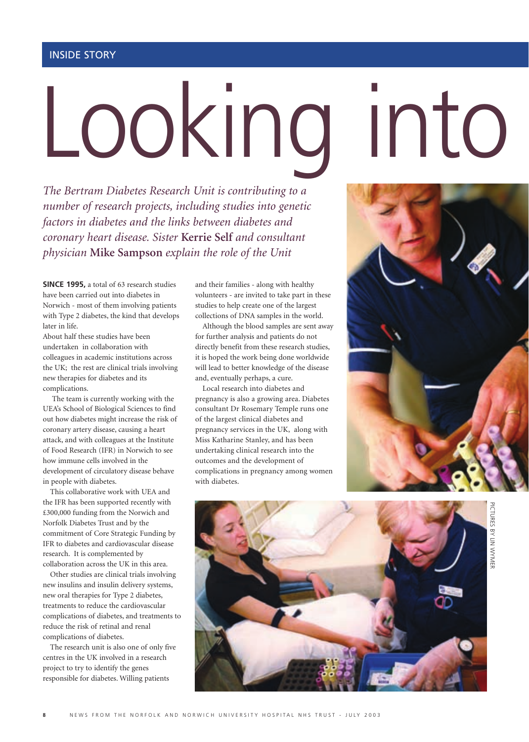INSIDE STORY

# Looking into

*The Bertram Diabetes Research Unit is contributing to a number of research projects, including studies into genetic factors in diabetes and the links between diabetes and coronary heart disease. Sister* **Kerrie Self** *and consultant physician* **Mike Sampson** *explain the role of the Unit*

**SINCE 1995,** a total of 63 research studies have been carried out into diabetes in Norwich - most of them involving patients with Type 2 diabetes, the kind that develops later in life.

About half these studies have been undertaken in collaboration with colleagues in academic institutions across the UK; the rest are clinical trials involving new therapies for diabetes and its complications.

The team is currently working with the UEA's School of Biological Sciences to find out how diabetes might increase the risk of coronary artery disease, causing a heart attack, and with colleagues at the Institute of Food Research (IFR) in Norwich to see how immune cells involved in the development of circulatory disease behave in people with diabetes.

This collaborative work with UEA and the IFR has been supported recently with £300,000 funding from the Norwich and Norfolk Diabetes Trust and by the commitment of Core Strategic Funding by IFR to diabetes and cardiovascular disease research. It is complemented by collaboration across the UK in this area.

Other studies are clinical trials involving new insulins and insulin delivery systems, new oral therapies for Type 2 diabetes, treatments to reduce the cardiovascular complications of diabetes, and treatments to reduce the risk of retinal and renal complications of diabetes.

The research unit is also one of only five centres in the UK involved in a research project to try to identify the genes responsible for diabetes. Willing patients and their families - along with healthy volunteers - are invited to take part in these studies to help create one of the largest collections of DNA samples in the world.

Although the blood samples are sent away for further analysis and patients do not directly benefit from these research studies, it is hoped the work being done worldwide will lead to better knowledge of the disease and, eventually perhaps, a cure.

Local research into diabetes and pregnancy is also a growing area. Diabetes consultant Dr Rosemary Temple runs one of the largest clinical diabetes and pregnancy services in the UK, along with Miss Katharine Stanley, and has been undertaking clinical research into the outcomes and the development of complications in pregnancy among women with diabetes.

PICTURES BY LIN WYMER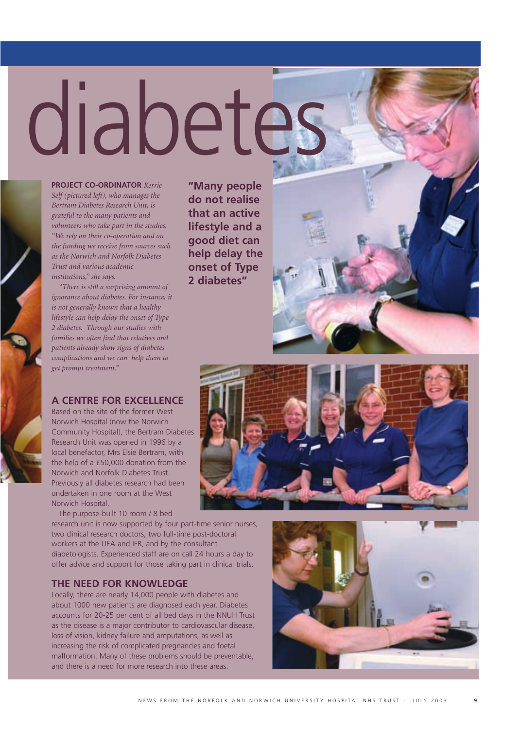# diabetes

**PROJECT CO-ORDINATOR** *Kerrie Self (pictured left), who manages the Bertram Diabetes Research Unit, is grateful to the many patients and volunteers who take part in the studies. "We rely on their co-operation and on the funding we receive from sources such as the Norwich and Norfolk Diabetes Trust and various academic institutions," she says.*

*"There is still a surprising amount of ignorance about diabetes. For instance, it is not generally known that a healthy lifestyle can help delay the onset of Type 2 diabetes. Through our studies with families we often find that relatives and patients already show signs of diabetes complications and we can help them to get prompt treatment."*

**"Many people do not realise that an active lifestyle and a good diet can help delay the onset of Type 2 diabetes"**

## A CENTRE FOR EXCELLENCE

Based on the site of the former West Norwich Hospital (now the Norwich Community Hospital), the Bertram Diabetes Research Unit was opened in 1996 by a local benefactor, Mrs Elsie Bertram, with the help of a £50,000 donation from the Norwich and Norfolk Diabetes Trust. Previously all diabetes research had been undertaken in one room at the West Norwich Hospital.

The purpose-built 10 room / 8 bed research unit is now supported by four part-time senior nurses, two clinical research doctors, two full-time post-doctoral workers at the UEA and IFR, and by the consultant diabetologists. Experienced staff are on call 24 hours a day to offer advice and support for those taking part in clinical trials.

## THE NEED FOR KNOWLEDGE

Locally, there are nearly 14,000 people with diabetes and about 1000 new patients are diagnosed each year. Diabetes accounts for 20-25 per cent of all bed days in the NNUH Trust as the disease is a major contributor to cardiovascular disease, loss of vision, kidney failure and amputations, as well as increasing the risk of complicated pregnancies and foetal malformation. Many of these problems should be preventable, and there is a need for more research into these areas.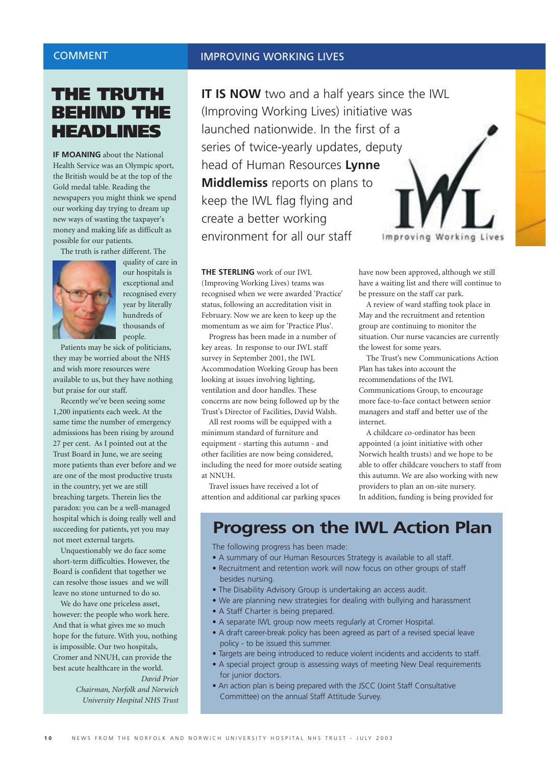## COMMENT

# THE TRUTH BEHIND THE HEADLINES

**IF MOANING** about the National Health Service was an Olympic sport, the British would be at the top of the Gold medal table. Reading the newspapers you might think we spend our working day trying to dream up new ways of wasting the taxpayer's money and making life as difficult as possible for our patients.

The truth is rather different. The quality of care in our hospitals is exceptional and recognised every year by literally hundreds of thousands of people.

Patients may be sick of politicians, they may be worried about the NHS and wish more resources were available to us, but they have nothing but praise for our staff.

Recently we've been seeing some 1,200 inpatients each week. At the same time the number of emergency admissions has been rising by around 27 per cent. As I pointed out at the Trust Board in June, we are seeing more patients than ever before and we are one of the most productive trusts in the country, yet we are still breaching targets. Therein lies the paradox: you can be a well-managed hospital which is doing really well and succeeding for patients, yet you may not meet external targets.

Unquestionably we do face some short-term difficulties. However, the Board is confident that together we can resolve those issues and we will leave no stone unturned to do so.

We do have one priceless asset, however: the people who work here. And that is what gives me so much hope for the future. With you, nothing is impossible. Our two hospitals, Cromer and NNUH, can provide the best acute healthcare in the world.

*David Prior*
*Chairman, Norfolk and Norwich University Hospital NHS Trust*

## IMPROVING WORKING LIVES

**IT IS NOW** two and a half years since the IWL (Improving Working Lives) initiative was launched nationwide. In the first of a series of twice-yearly updates, deputy head of Human Resources **Lynne Middlemiss** reports on plans to keep the IWL flag flying and create a better working environment for all our staff

IWL
Improving Working Lives

**THE STERLING** work of our IWL (Improving Working Lives) teams was recognised when we were awarded 'Practice' status, following an accreditation visit in February. Now we are keen to keep up the momentum as we aim for 'Practice Plus'.

Progress has been made in a number of key areas. In response to our IWL staff survey in September 2001, the IWL Accommodation Working Group has been looking at issues involving lighting, ventilation and door handles. These concerns are now being followed up by the Trust's Director of Facilities, David Walsh.

All rest rooms will be equipped with a minimum standard of furniture and equipment - starting this autumn - and other facilities are now being considered, including the need for more outside seating at NNUH.

Travel issues have received a lot of attention and additional car parking spaces have now been approved, although we still have a waiting list and there will continue to be pressure on the staff car park.

A review of ward staffing took place in May and the recruitment and retention group are continuing to monitor the situation. Our nurse vacancies are currently the lowest for some years.

The Trust's new Communications Action Plan has takes into account the recommendations of the IWL Communications Group, to encourage more face-to-face contact between senior managers and staff and better use of the internet.

A childcare co-ordinator has been appointed (a joint initiative with other Norwich health trusts) and we hope to be able to offer childcare vouchers to staff from this autumn. We are also working with new providers to plan an on-site nursery.

In addition, funding is being provided for

## Progress on the IWL Action Plan

The following progress has been made:

- A summary of our Human Resources Strategy is available to all staff.
- Recruitment and retention work will now focus on other groups of staff besides nursing.
- The Disability Advisory Group is undertaking an access audit.
- We are planning new strategies for dealing with bullying and harassment
- A Staff Charter is being prepared.
- A separate IWL group now meets regularly at Cromer Hospital.
- A draft career-break policy has been agreed as part of a revised special leave policy - to be issued this summer.
- Targets are being introduced to reduce violent incidents and accidents to staff.
- A special project group is assessing ways of meeting New Deal requirements for junior doctors.
- An action plan is being prepared with the JSCC (Joint Staff Consultative Committee) on the annual Staff Attitude Survey.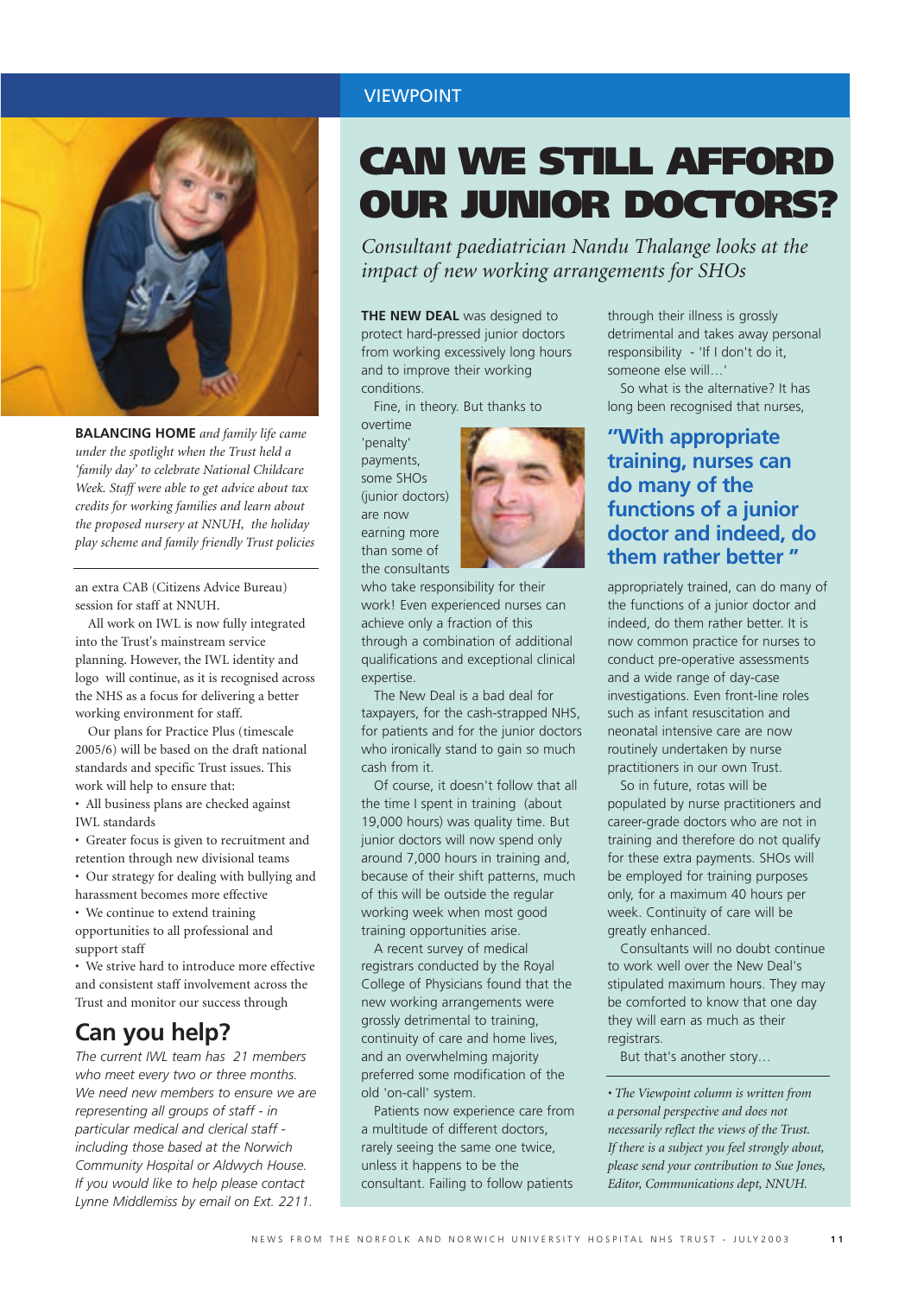**BALANCING HOME** *and family life came under the spotlight when the Trust held a 'family day' to celebrate National Childcare Week. Staff were able to get advice about tax credits for working families and learn about the proposed nursery at NNUH, the holiday play scheme and family friendly Trust policies*

an extra CAB (Citizens Advice Bureau) session for staff at NNUH.

All work on IWL is now fully integrated into the Trust's mainstream service planning. However, the IWL identity and logo will continue, as it is recognised across the NHS as a focus for delivering a better working environment for staff.

Our plans for Practice Plus (timescale 2005/6) will be based on the draft national standards and specific Trust issues. This work will help to ensure that:

- All business plans are checked against IWL standards
- Greater focus is given to recruitment and retention through new divisional teams
- Our strategy for dealing with bullying and harassment becomes more effective
- We continue to extend training opportunities to all professional and support staff
- We strive hard to introduce more effective and consistent staff involvement across the Trust and monitor our success through

## Can you help?

*The current IWL team has 21 members who meet every two or three months. We need new members to ensure we are representing all groups of staff - in particular medical and clerical staff - including those based at the Norwich Community Hospital or Aldwych House. If you would like to help please contact Lynne Middlemiss by email on Ext. 2211.*

VIEWPOINT

# CAN WE STILL AFFORD OUR JUNIOR DOCTORS?

*Consultant paediatrician Nandu Thalange looks at the impact of new working arrangements for SHOs*

**THE NEW DEAL** was designed to protect hard-pressed junior doctors from working excessively long hours and to improve their working conditions.

Fine, in theory. But thanks to overtime 'penalty' payments, some SHOs (junior doctors) are now earning more than some of the consultants who take responsibility for their work! Even experienced nurses can achieve only a fraction of this through a combination of additional qualifications and exceptional clinical expertise.

The New Deal is a bad deal for taxpayers, for the cash-strapped NHS, for patients and for the junior doctors who ironically stand to gain so much cash from it.

Of course, it doesn't follow that all the time I spent in training (about 19,000 hours) was quality time. But junior doctors will now spend only around 7,000 hours in training and, because of their shift patterns, much of this will be outside the regular working week when most good training opportunities arise.

A recent survey of medical registrars conducted by the Royal College of Physicians found that the new working arrangements were grossly detrimental to training, continuity of care and home lives, and an overwhelming majority preferred some modification of the old 'on-call' system.

Patients now experience care from a multitude of different doctors, rarely seeing the same one twice, unless it happens to be the consultant. Failing to follow patients through their illness is grossly detrimental and takes away personal responsibility - 'If I don't do it, someone else will…'

So what is the alternative? It has long been recognised that nurses,

> **"With appropriate training, nurses can do many of the functions of a junior doctor and indeed, do them rather better "**

appropriately trained, can do many of the functions of a junior doctor and indeed, do them rather better. It is now common practice for nurses to conduct pre-operative assessments and a wide range of day-case investigations. Even front-line roles such as infant resuscitation and neonatal intensive care are now routinely undertaken by nurse practitioners in our own Trust.

So in future, rotas will be populated by nurse practitioners and career-grade doctors who are not in training and therefore do not qualify for these extra payments. SHOs will be employed for training purposes only, for a maximum 40 hours per week. Continuity of care will be greatly enhanced.

Consultants will no doubt continue to work well over the New Deal's stipulated maximum hours. They may be comforted to know that one day they will earn as much as their registrars.

But that's another story…

*• The Viewpoint column is written from a personal perspective and does not necessarily reflect the views of the Trust. If there is a subject you feel strongly about, please send your contribution to Sue Jones, Editor, Communications dept, NNUH.*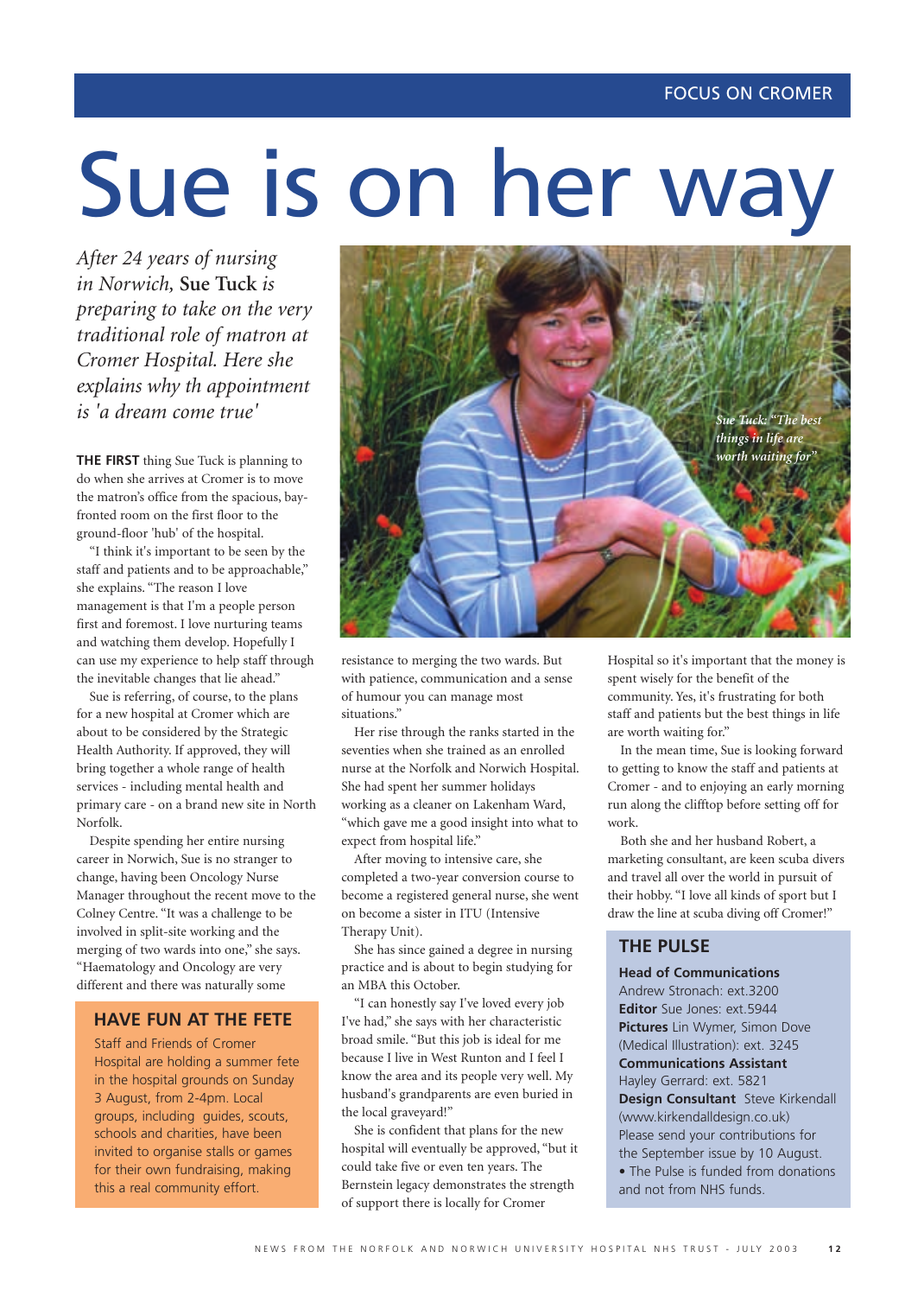FOCUS ON CROMER

# Sue is on her way

*After 24 years of nursing in Norwich,* **Sue Tuck** *is preparing to take on the very traditional role of matron at Cromer Hospital. Here she explains why th appointment is 'a dream come true'*

Sue Tuck: "The best things in life are worth waiting for"

**THE FIRST** thing Sue Tuck is planning to do when she arrives at Cromer is to move the matron's office from the spacious, bay-fronted room on the first floor to the ground-floor 'hub' of the hospital.

"I think it's important to be seen by the staff and patients and to be approachable," she explains. "The reason I love management is that I'm a people person first and foremost. I love nurturing teams and watching them develop. Hopefully I can use my experience to help staff through the inevitable changes that lie ahead."

Sue is referring, of course, to the plans for a new hospital at Cromer which are about to be considered by the Strategic Health Authority. If approved, they will bring together a whole range of health services - including mental health and primary care - on a brand new site in North Norfolk.

Despite spending her entire nursing career in Norwich, Sue is no stranger to change, having been Oncology Nurse Manager throughout the recent move to the Colney Centre. "It was a challenge to be involved in split-site working and the merging of two wards into one," she says. "Haematology and Oncology are very different and there was naturally some resistance to merging the two wards. But with patience, communication and a sense of humour you can manage most situations."

Her rise through the ranks started in the seventies when she trained as an enrolled nurse at the Norfolk and Norwich Hospital. She had spent her summer holidays working as a cleaner on Lakenham Ward, "which gave me a good insight into what to expect from hospital life."

After moving to intensive care, she completed a two-year conversion course to become a registered general nurse, she went on become a sister in ITU (Intensive Therapy Unit).

She has since gained a degree in nursing practice and is about to begin studying for an MBA this October.

"I can honestly say I've loved every job I've had," she says with her characteristic broad smile. "But this job is ideal for me because I live in West Runton and I feel I know the area and its people very well. My husband's grandparents are even buried in the local graveyard!"

She is confident that plans for the new hospital will eventually be approved, "but it could take five or even ten years. The Bernstein legacy demonstrates the strength of support there is locally for Cromer Hospital so it's important that the money is spent wisely for the benefit of the community. Yes, it's frustrating for both staff and patients but the best things in life are worth waiting for."

In the mean time, Sue is looking forward to getting to know the staff and patients at Cromer - and to enjoying an early morning run along the clifftop before setting off for work.

Both she and her husband Robert, a marketing consultant, are keen scuba divers and travel all over the world in pursuit of their hobby. "I love all kinds of sport but I draw the line at scuba diving off Cromer!"

## HAVE FUN AT THE FETE

Staff and Friends of Cromer Hospital are holding a summer fete in the hospital grounds on Sunday 3 August, from 2-4pm. Local groups, including guides, scouts, schools and charities, have been invited to organise stalls or games for their own fundraising, making this a real community effort.

## THE PULSE

**Head of Communications**
Andrew Stronach: ext.3200
**Editor** Sue Jones: ext.5944
**Pictures** Lin Wymer, Simon Dove (Medical Illustration): ext. 3245
**Communications Assistant**
Hayley Gerrard: ext. 5821
**Design Consultant** Steve Kirkendall (www.kirkendalldesign.co.uk)
Please send your contributions for the September issue by 10 August.
• The Pulse is funded from donations and not from NHS funds.